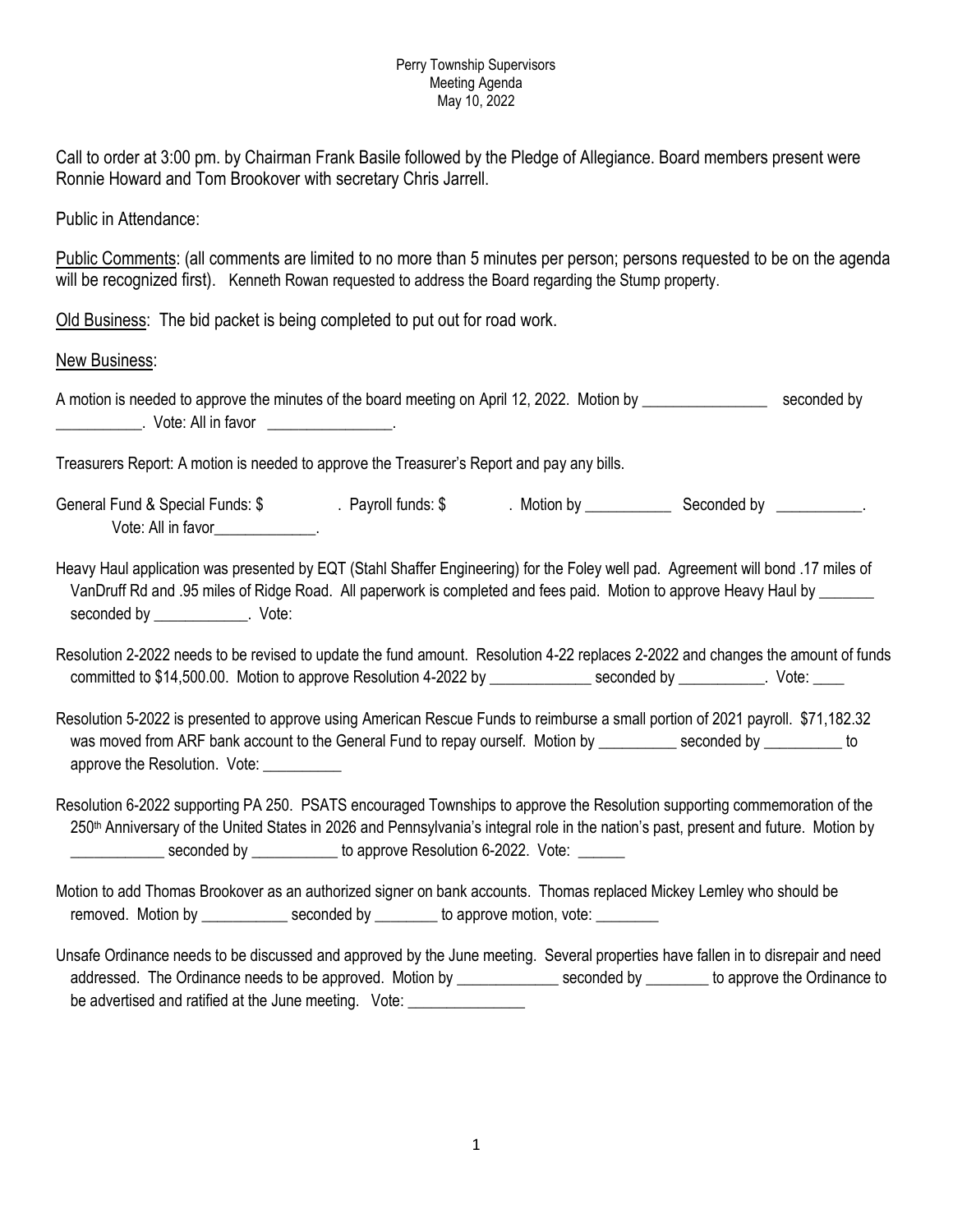Perry Township Supervisors
Meeting Agenda
May 10, 2022

Call to order at 3:00 pm. by Chairman Frank Basile followed by the Pledge of Allegiance. Board members present were Ronnie Howard and Tom Brookover with secretary Chris Jarrell.

Public in Attendance:

Public Comments: (all comments are limited to no more than 5 minutes per person; persons requested to be on the agenda will be recognized first). Kenneth Rowan requested to address the Board regarding the Stump property.

Old Business: The bid packet is being completed to put out for road work.

New Business:

A motion is needed to approve the minutes of the board meeting on April 12, 2022. Motion by ________________ seconded by ___________. Vote: All in favor ________________.

Treasurers Report: A motion is needed to approve the Treasurer's Report and pay any bills.

General Fund & Special Funds: $ . Payroll funds: $ . Motion by ___________ Seconded by ___________.
Vote: All in favor_____________.

Heavy Haul application was presented by EQT (Stahl Shaffer Engineering) for the Foley well pad. Agreement will bond .17 miles of VanDruff Rd and .95 miles of Ridge Road. All paperwork is completed and fees paid. Motion to approve Heavy Haul by _______ seconded by ____________. Vote:

Resolution 2-2022 needs to be revised to update the fund amount. Resolution 4-22 replaces 2-2022 and changes the amount of funds committed to $14,500.00. Motion to approve Resolution 4-2022 by _____________ seconded by ___________. Vote: ____

Resolution 5-2022 is presented to approve using American Rescue Funds to reimburse a small portion of 2021 payroll. $71,182.32 was moved from ARF bank account to the General Fund to repay ourself. Motion by __________ seconded by __________ to approve the Resolution. Vote: __________

Resolution 6-2022 supporting PA 250. PSATS encouraged Townships to approve the Resolution supporting commemoration of the 250th Anniversary of the United States in 2026 and Pennsylvania's integral role in the nation's past, present and future. Motion by ____________ seconded by ___________ to approve Resolution 6-2022. Vote: ______

Motion to add Thomas Brookover as an authorized signer on bank accounts. Thomas replaced Mickey Lemley who should be removed. Motion by ___________ seconded by ________ to approve motion, vote: ________

Unsafe Ordinance needs to be discussed and approved by the June meeting. Several properties have fallen in to disrepair and need addressed. The Ordinance needs to be approved. Motion by _____________ seconded by ________ to approve the Ordinance to be advertised and ratified at the June meeting. Vote: _______________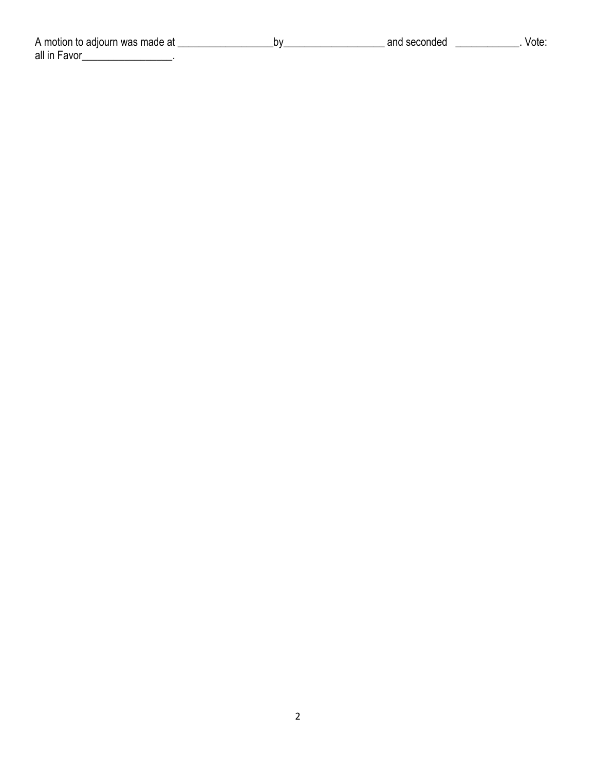A motion to adjourn was made at __________________by___________________ and seconded ____________. Vote: all in Favor_________________.